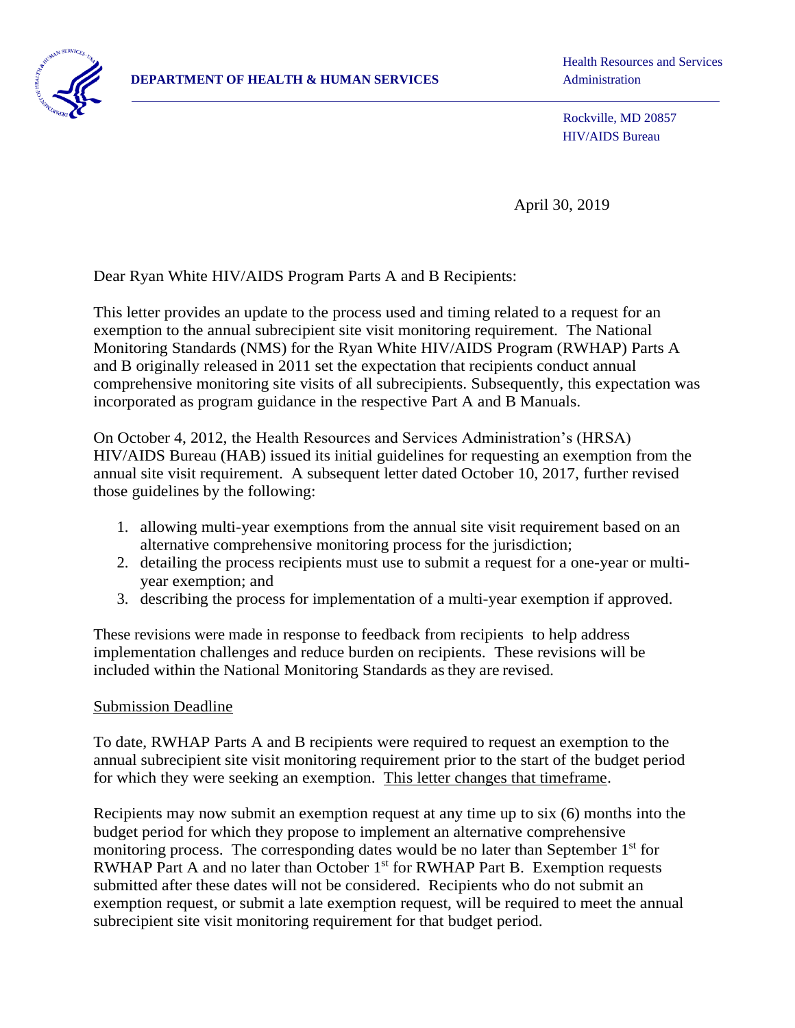**DEPARTMENT OF HEALTH & HUMAN SERVICES**

Health Resources and Services Administration

Rockville, MD 20857
HIV/AIDS Bureau

April 30, 2019

Dear Ryan White HIV/AIDS Program Parts A and B Recipients:

This letter provides an update to the process used and timing related to a request for an exemption to the annual subrecipient site visit monitoring requirement. The National Monitoring Standards (NMS) for the Ryan White HIV/AIDS Program (RWHAP) Parts A and B originally released in 2011 set the expectation that recipients conduct annual comprehensive monitoring site visits of all subrecipients. Subsequently, this expectation was incorporated as program guidance in the respective Part A and B Manuals.

On October 4, 2012, the Health Resources and Services Administration's (HRSA) HIV/AIDS Bureau (HAB) issued its initial guidelines for requesting an exemption from the annual site visit requirement. A subsequent letter dated October 10, 2017, further revised those guidelines by the following:

1. allowing multi-year exemptions from the annual site visit requirement based on an alternative comprehensive monitoring process for the jurisdiction;
2. detailing the process recipients must use to submit a request for a one-year or multi-year exemption; and
3. describing the process for implementation of a multi-year exemption if approved.

These revisions were made in response to feedback from recipients to help address implementation challenges and reduce burden on recipients. These revisions will be included within the National Monitoring Standards as they are revised.

<u>Submission Deadline</u>

To date, RWHAP Parts A and B recipients were required to request an exemption to the annual subrecipient site visit monitoring requirement prior to the start of the budget period for which they were seeking an exemption. <u>This letter changes that timeframe</u>.

Recipients may now submit an exemption request at any time up to six (6) months into the budget period for which they propose to implement an alternative comprehensive monitoring process. The corresponding dates would be no later than September 1st for RWHAP Part A and no later than October 1st for RWHAP Part B. Exemption requests submitted after these dates will not be considered. Recipients who do not submit an exemption request, or submit a late exemption request, will be required to meet the annual subrecipient site visit monitoring requirement for that budget period.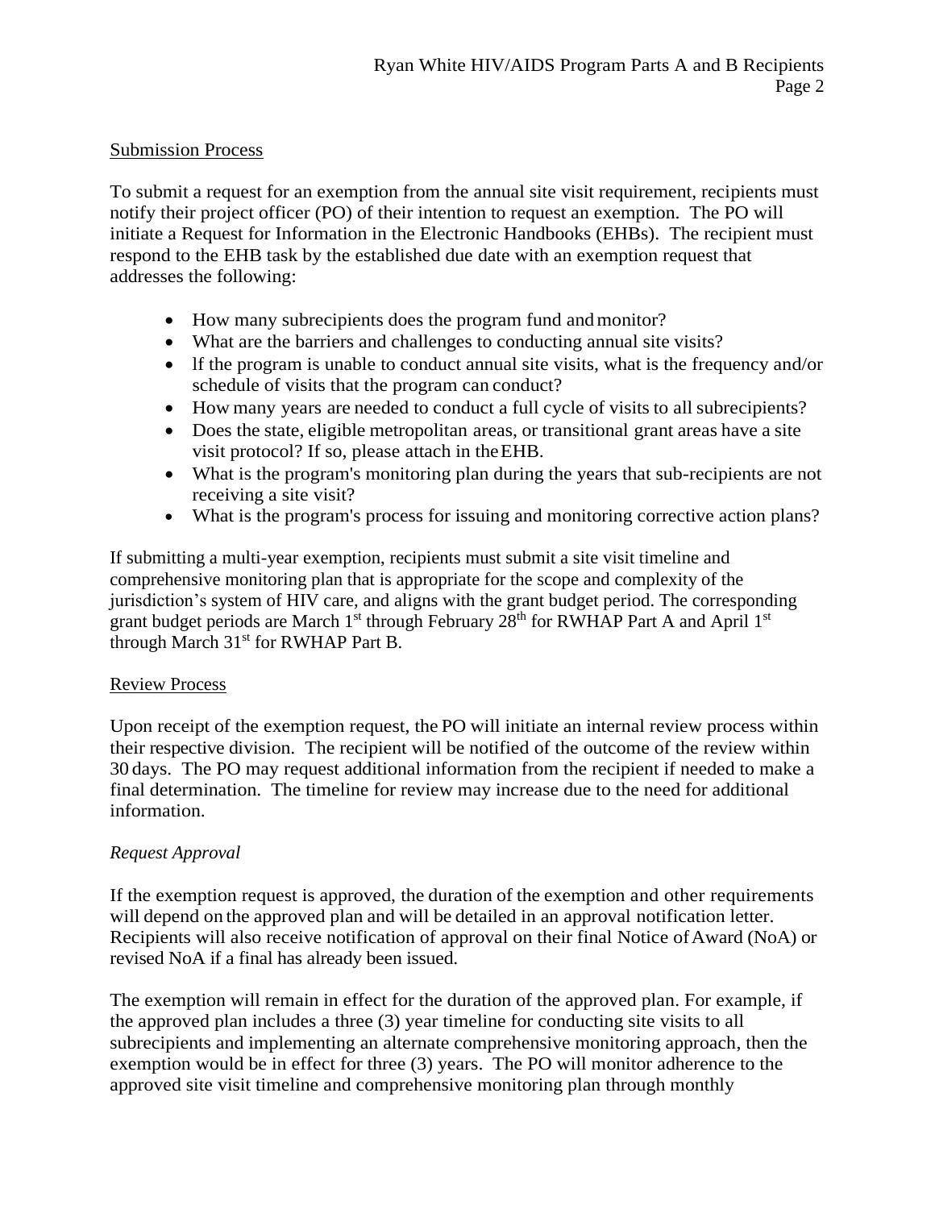## Submission Process

To submit a request for an exemption from the annual site visit requirement, recipients must notify their project officer (PO) of their intention to request an exemption. The PO will initiate a Request for Information in the Electronic Handbooks (EHBs). The recipient must respond to the EHB task by the established due date with an exemption request that addresses the following:

- How many subrecipients does the program fund and monitor?
- What are the barriers and challenges to conducting annual site visits?
- lf the program is unable to conduct annual site visits, what is the frequency and/or schedule of visits that the program can conduct?
- How many years are needed to conduct a full cycle of visits to all subrecipients?
- Does the state, eligible metropolitan areas, or transitional grant areas have a site visit protocol? If so, please attach in the EHB.
- What is the program's monitoring plan during the years that sub-recipients are not receiving a site visit?
- What is the program's process for issuing and monitoring corrective action plans?

If submitting a multi-year exemption, recipients must submit a site visit timeline and comprehensive monitoring plan that is appropriate for the scope and complexity of the jurisdiction's system of HIV care, and aligns with the grant budget period. The corresponding grant budget periods are March 1st through February 28th for RWHAP Part A and April 1st through March 31st for RWHAP Part B.

## Review Process

Upon receipt of the exemption request, the PO will initiate an internal review process within their respective division. The recipient will be notified of the outcome of the review within 30 days. The PO may request additional information from the recipient if needed to make a final determination. The timeline for review may increase due to the need for additional information.

### *Request Approval*

If the exemption request is approved, the duration of the exemption and other requirements will depend on the approved plan and will be detailed in an approval notification letter. Recipients will also receive notification of approval on their final Notice of Award (NoA) or revised NoA if a final has already been issued.

The exemption will remain in effect for the duration of the approved plan. For example, if the approved plan includes a three (3) year timeline for conducting site visits to all subrecipients and implementing an alternate comprehensive monitoring approach, then the exemption would be in effect for three (3) years. The PO will monitor adherence to the approved site visit timeline and comprehensive monitoring plan through monthly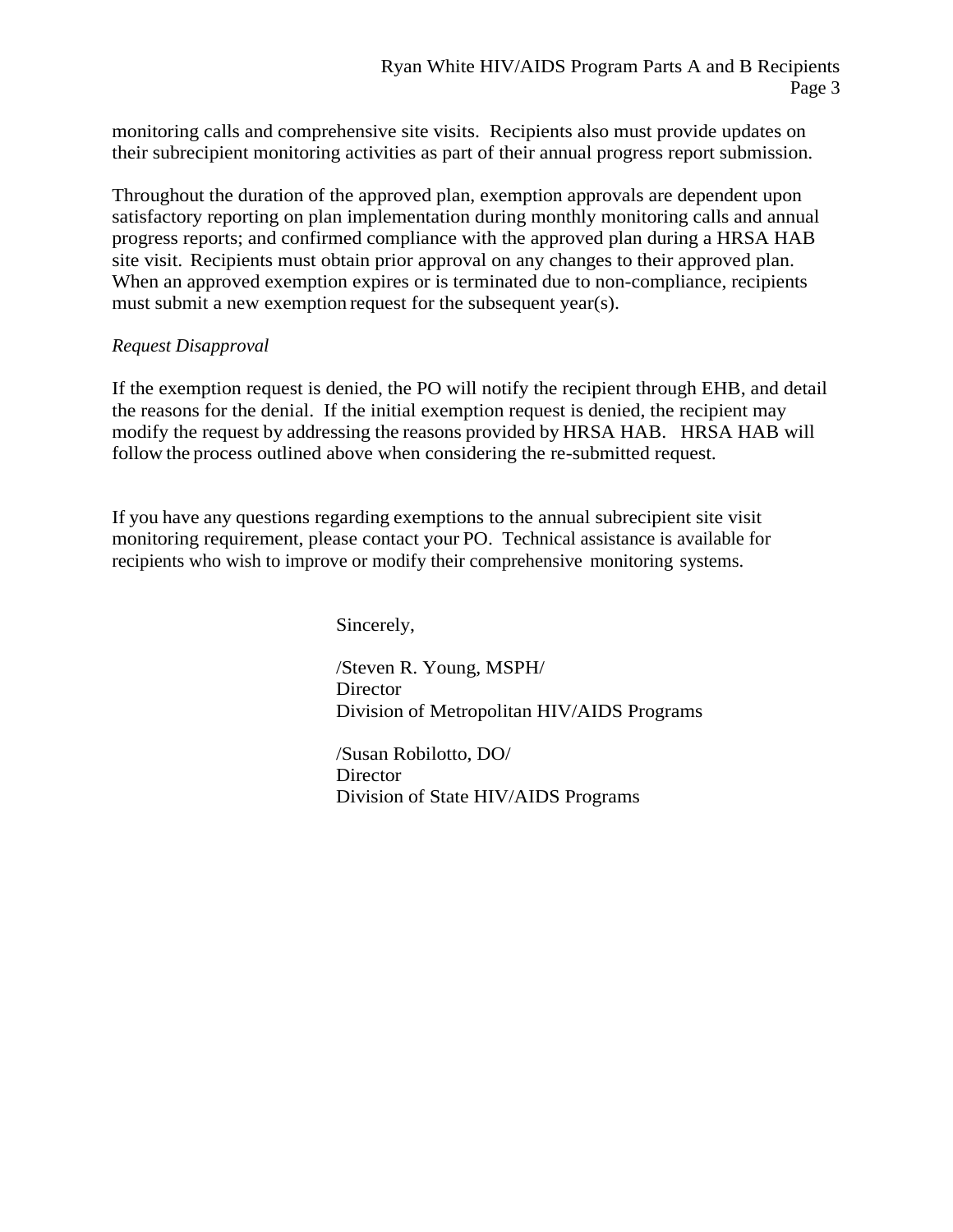monitoring calls and comprehensive site visits. Recipients also must provide updates on their subrecipient monitoring activities as part of their annual progress report submission.

Throughout the duration of the approved plan, exemption approvals are dependent upon satisfactory reporting on plan implementation during monthly monitoring calls and annual progress reports; and confirmed compliance with the approved plan during a HRSA HAB site visit. Recipients must obtain prior approval on any changes to their approved plan. When an approved exemption expires or is terminated due to non-compliance, recipients must submit a new exemption request for the subsequent year(s).

*Request Disapproval*

If the exemption request is denied, the PO will notify the recipient through EHB, and detail the reasons for the denial. If the initial exemption request is denied, the recipient may modify the request by addressing the reasons provided by HRSA HAB. HRSA HAB will follow the process outlined above when considering the re-submitted request.

If you have any questions regarding exemptions to the annual subrecipient site visit monitoring requirement, please contact your PO. Technical assistance is available for recipients who wish to improve or modify their comprehensive monitoring systems.

Sincerely,

/Steven R. Young, MSPH/
Director
Division of Metropolitan HIV/AIDS Programs

/Susan Robilotto, DO/
Director
Division of State HIV/AIDS Programs